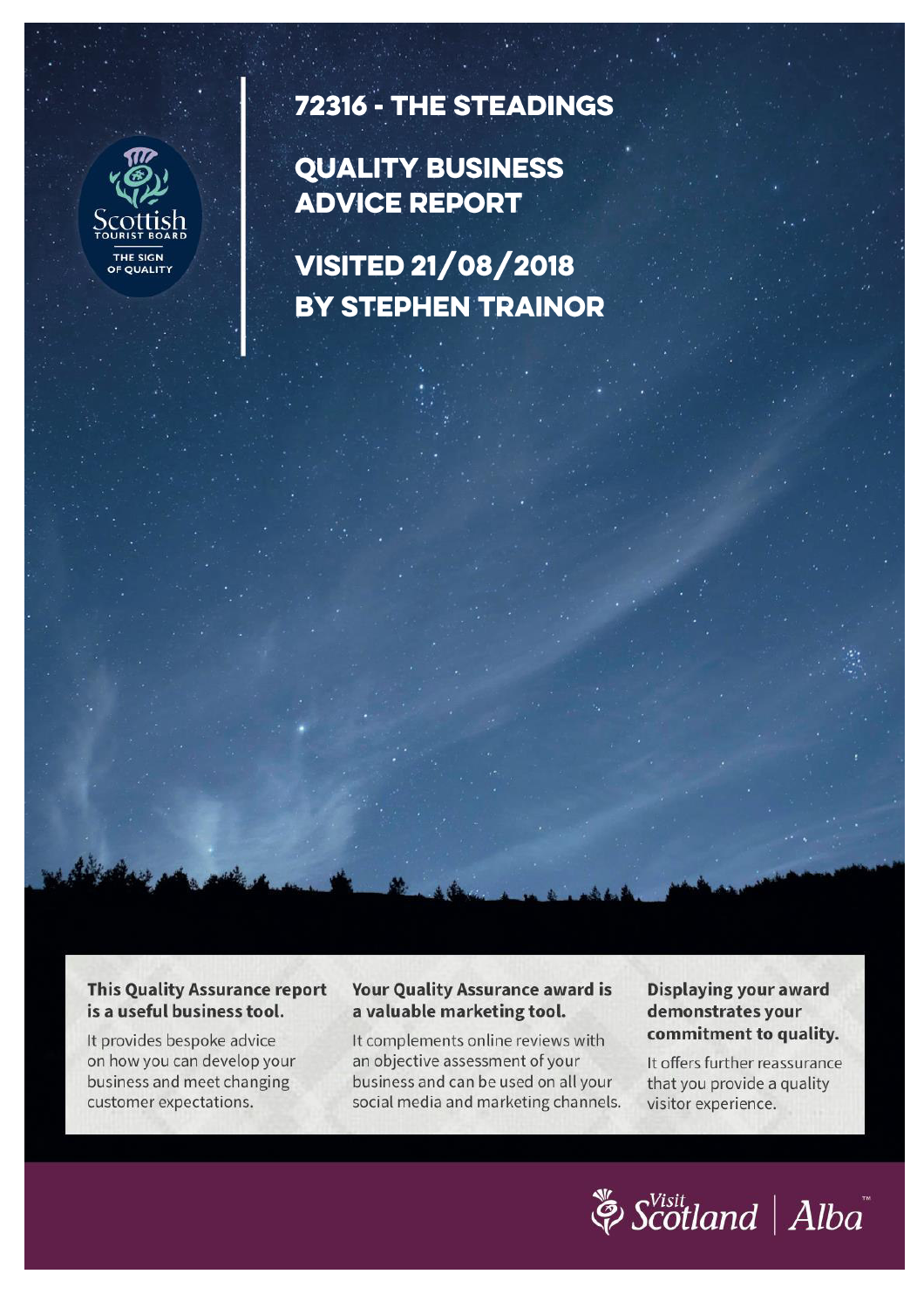Scottish Tourist Board

THE SIGN OF QUALITY

# 72316 - THE STEADINGS

# QUALITY BUSINESS ADVICE REPORT

## VISITED 21/08/2018 BY STEPHEN TRAINOR

**This Quality Assurance report is a useful business tool.**

It provides bespoke advice on how you can develop your business and meet changing customer expectations.

**Your Quality Assurance award is a valuable marketing tool.**

It complements online reviews with an objective assessment of your business and can be used on all your social media and marketing channels.

**Displaying your award demonstrates your commitment to quality.**

It offers further reassurance that you provide a quality visitor experience.

Visit Scotland | Alba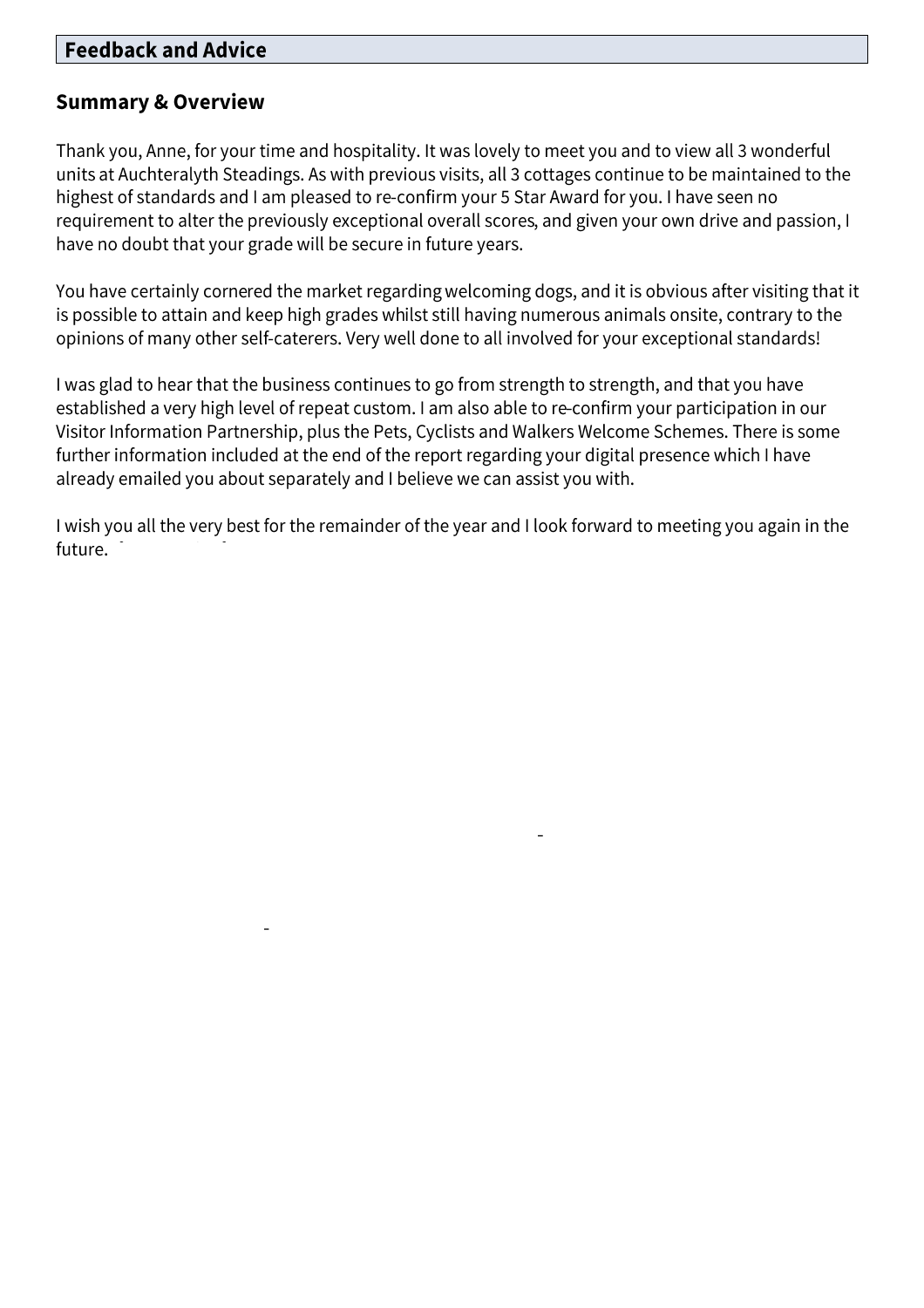## Feedback and Advice

### Summary & Overview

Thank you, Anne, for your time and hospitality. It was lovely to meet you and to view all 3 wonderful units at Auchteralyth Steadings. As with previous visits, all 3 cottages continue to be maintained to the highest of standards and I am pleased to re-confirm your 5 Star Award for you. I have seen no requirement to alter the previously exceptional overall scores, and given your own drive and passion, I have no doubt that your grade will be secure in future years.

You have certainly cornered the market regarding welcoming dogs, and it is obvious after visiting that it is possible to attain and keep high grades whilst still having numerous animals onsite, contrary to the opinions of many other self-caterers. Very well done to all involved for your exceptional standards!

I was glad to hear that the business continues to go from strength to strength, and that you have established a very high level of repeat custom. I am also able to re-confirm your participation in our Visitor Information Partnership, plus the Pets, Cyclists and Walkers Welcome Schemes. There is some further information included at the end of the report regarding your digital presence which I have already emailed you about separately and I believe we can assist you with.

I wish you all the very best for the remainder of the year and I look forward to meeting you again in the future.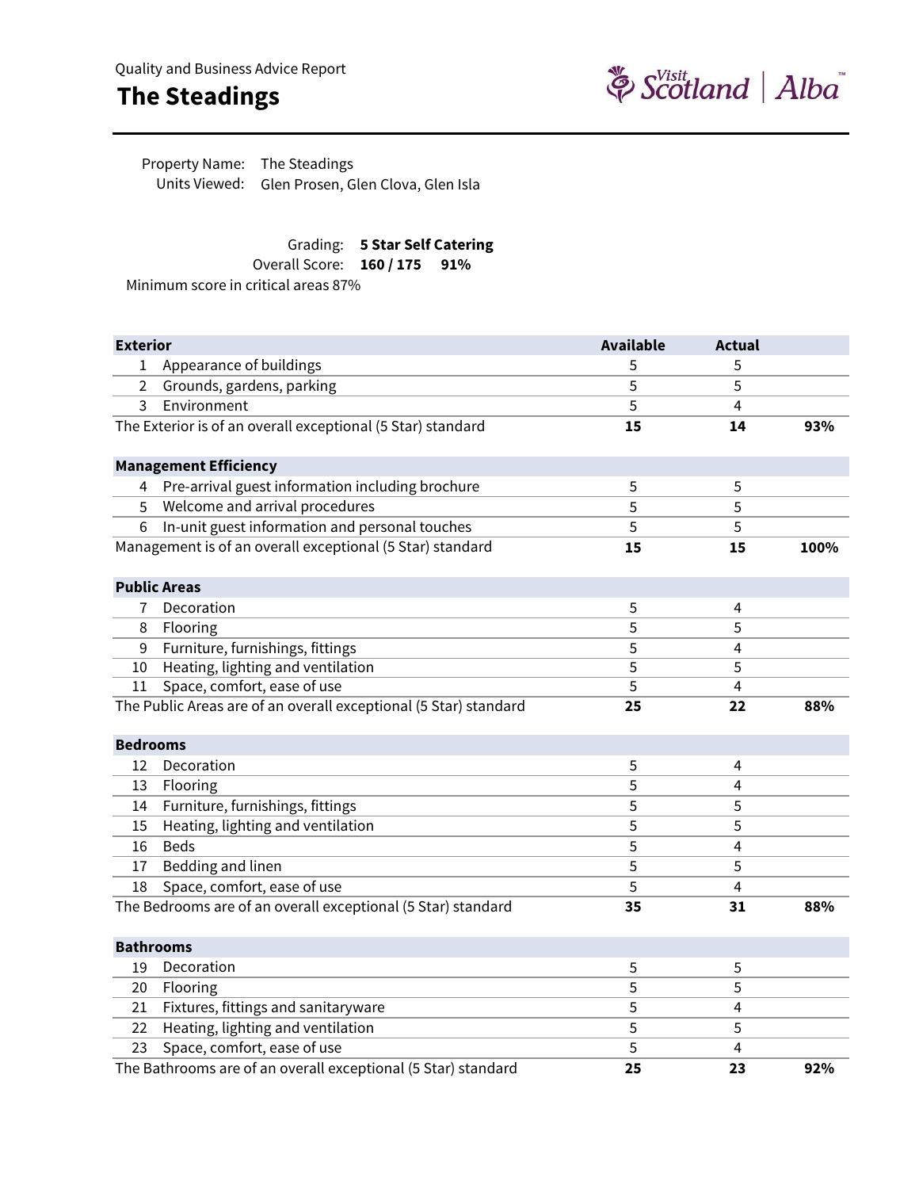Quality and Business Advice Report

# The Steadings

Property Name: The Steadings
Units Viewed: Glen Prosen, Glen Clova, Glen Isla

Grading: **5 Star Self Catering**
Overall Score: **160 / 175 91%**
Minimum score in critical areas 87%

| | **Exterior** | **Available** | **Actual** | |
|---|---|---|---|---|
| 1 | Appearance of buildings | 5 | 5 | |
| 2 | Grounds, gardens, parking | 5 | 5 | |
| 3 | Environment | 5 | 4 | |
| | The Exterior is of an overall exceptional (5 Star) standard | **15** | **14** | **93%** |
| | **Management Efficiency** | | | |
| 4 | Pre-arrival guest information including brochure | 5 | 5 | |
| 5 | Welcome and arrival procedures | 5 | 5 | |
| 6 | In-unit guest information and personal touches | 5 | 5 | |
| | Management is of an overall exceptional (5 Star) standard | **15** | **15** | **100%** |
| | **Public Areas** | | | |
| 7 | Decoration | 5 | 4 | |
| 8 | Flooring | 5 | 5 | |
| 9 | Furniture, furnishings, fittings | 5 | 4 | |
| 10 | Heating, lighting and ventilation | 5 | 5 | |
| 11 | Space, comfort, ease of use | 5 | 4 | |
| | The Public Areas are of an overall exceptional (5 Star) standard | **25** | **22** | **88%** |
| | **Bedrooms** | | | |
| 12 | Decoration | 5 | 4 | |
| 13 | Flooring | 5 | 4 | |
| 14 | Furniture, furnishings, fittings | 5 | 5 | |
| 15 | Heating, lighting and ventilation | 5 | 5 | |
| 16 | Beds | 5 | 4 | |
| 17 | Bedding and linen | 5 | 5 | |
| 18 | Space, comfort, ease of use | 5 | 4 | |
| | The Bedrooms are of an overall exceptional (5 Star) standard | **35** | **31** | **88%** |
| | **Bathrooms** | | | |
| 19 | Decoration | 5 | 5 | |
| 20 | Flooring | 5 | 5 | |
| 21 | Fixtures, fittings and sanitaryware | 5 | 4 | |
| 22 | Heating, lighting and ventilation | 5 | 5 | |
| 23 | Space, comfort, ease of use | 5 | 4 | |
| | The Bathrooms are of an overall exceptional (5 Star) standard | **25** | **23** | **92%** |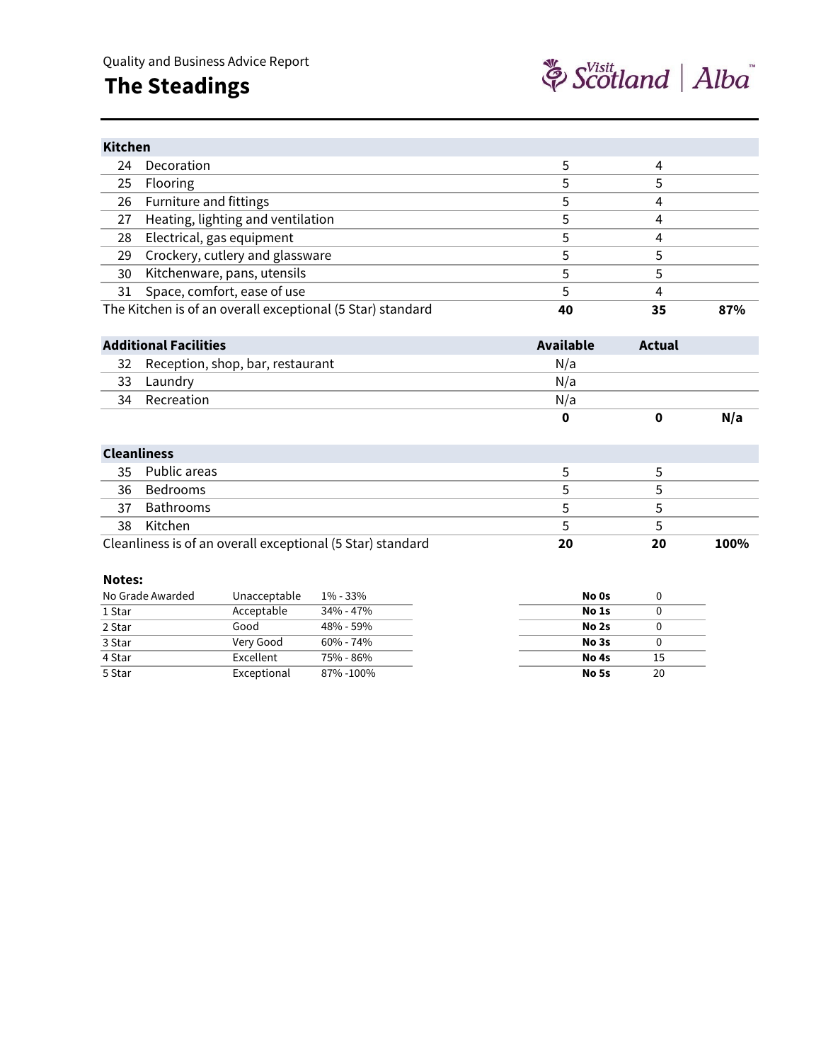Quality and Business Advice Report

# The Steadings

| Kitchen | | | | |
|---|---|---|---|---|
| 24 | Decoration | 5 | 4 | |
| 25 | Flooring | 5 | 5 | |
| 26 | Furniture and fittings | 5 | 4 | |
| 27 | Heating, lighting and ventilation | 5 | 4 | |
| 28 | Electrical, gas equipment | 5 | 4 | |
| 29 | Crockery, cutlery and glassware | 5 | 5 | |
| 30 | Kitchenware, pans, utensils | 5 | 5 | |
| 31 | Space, comfort, ease of use | 5 | 4 | |
| The Kitchen is of an overall exceptional (5 Star) standard | | **40** | **35** | **87%** |

| Additional Facilities | | Available | Actual | |
|---|---|---|---|---|
| 32 | Reception, shop, bar, restaurant | N/a | | |
| 33 | Laundry | N/a | | |
| 34 | Recreation | N/a | | |
| | | **0** | **0** | **N/a** |

| Cleanliness | | | | |
|---|---|---|---|---|
| 35 | Public areas | 5 | 5 | |
| 36 | Bedrooms | 5 | 5 | |
| 37 | Bathrooms | 5 | 5 | |
| 38 | Kitchen | 5 | 5 | |
| Cleanliness is of an overall exceptional (5 Star) standard | | **20** | **20** | **100%** |

**Notes:**

| | | |
|---|---|---|
| No Grade Awarded | Unacceptable | 1% - 33% |
| 1 Star | Acceptable | 34% - 47% |
| 2 Star | Good | 48% - 59% |
| 3 Star | Very Good | 60% - 74% |
| 4 Star | Excellent | 75% - 86% |
| 5 Star | Exceptional | 87% -100% |

| | |
|---|---|
| **No 0s** | 0 |
| **No 1s** | 0 |
| **No 2s** | 0 |
| **No 3s** | 0 |
| **No 4s** | 15 |
| **No 5s** | 20 |